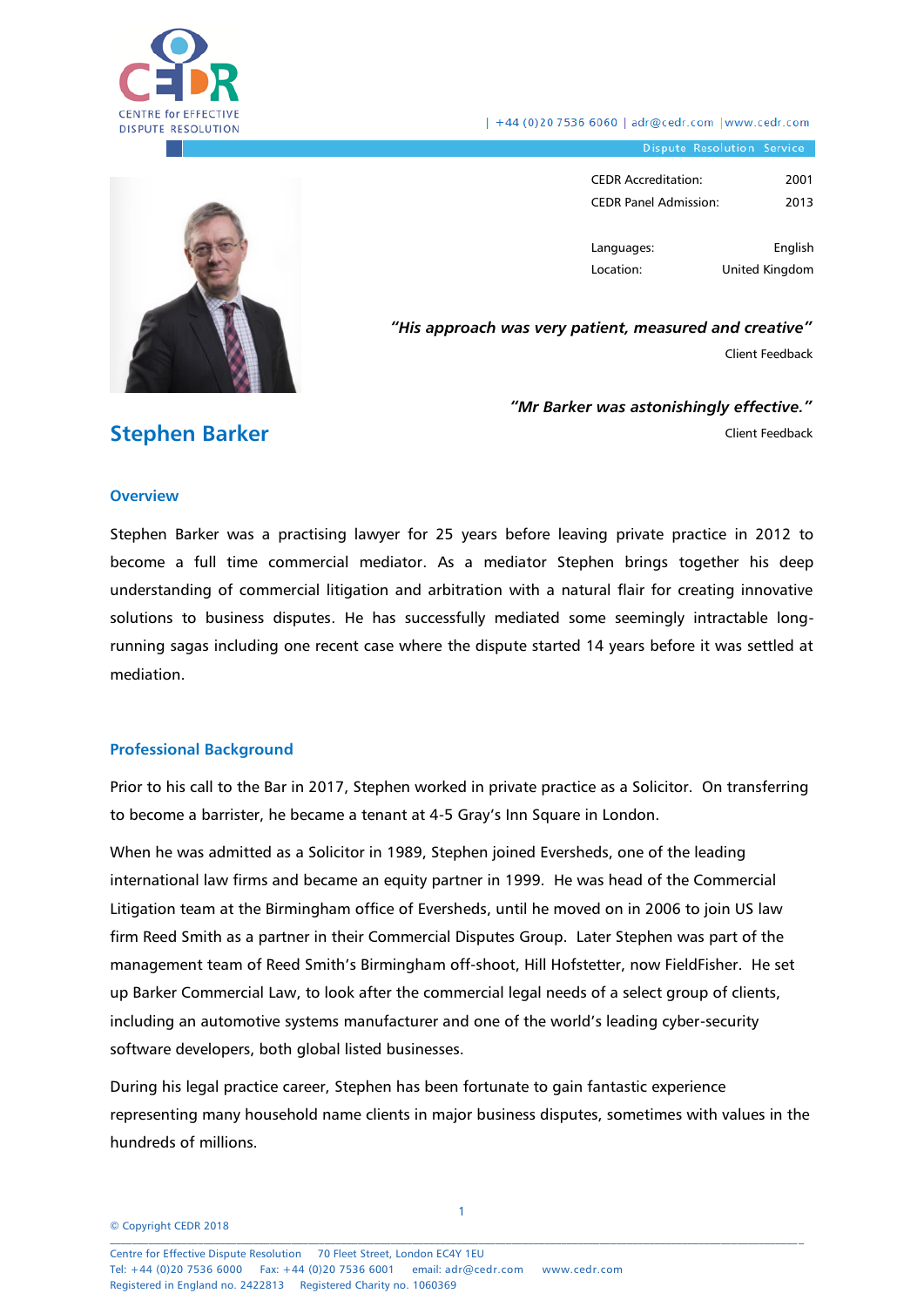CENTRE for EFFECTIVE DISPUTE RESOLUTION

| +44 (0)20 7536 6060 | adr@cedr.com | www.cedr.com

Dispute Resolution Service

| | |
|---|---|
| CEDR Accreditation: | 2001 |
| CEDR Panel Admission: | 2013 |
| Languages: | English |
| Location: | United Kingdom |

***"His approach was very patient, measured and creative"***

Client Feedback

***"Mr Barker was astonishingly effective."***

Client Feedback

# Stephen Barker

## Overview

Stephen Barker was a practising lawyer for 25 years before leaving private practice in 2012 to become a full time commercial mediator. As a mediator Stephen brings together his deep understanding of commercial litigation and arbitration with a natural flair for creating innovative solutions to business disputes. He has successfully mediated some seemingly intractable long-running sagas including one recent case where the dispute started 14 years before it was settled at mediation.

## Professional Background

Prior to his call to the Bar in 2017, Stephen worked in private practice as a Solicitor. On transferring to become a barrister, he became a tenant at 4-5 Gray's Inn Square in London.

When he was admitted as a Solicitor in 1989, Stephen joined Eversheds, one of the leading international law firms and became an equity partner in 1999. He was head of the Commercial Litigation team at the Birmingham office of Eversheds, until he moved on in 2006 to join US law firm Reed Smith as a partner in their Commercial Disputes Group. Later Stephen was part of the management team of Reed Smith's Birmingham off-shoot, Hill Hofstetter, now FieldFisher. He set up Barker Commercial Law, to look after the commercial legal needs of a select group of clients, including an automotive systems manufacturer and one of the world's leading cyber-security software developers, both global listed businesses.

During his legal practice career, Stephen has been fortunate to gain fantastic experience representing many household name clients in major business disputes, sometimes with values in the hundreds of millions.

© Copyright CEDR 2018

Centre for Effective Dispute Resolution 70 Fleet Street, London EC4Y 1EU
Tel: +44 (0)20 7536 6000 Fax: +44 (0)20 7536 6001 email: adr@cedr.com www.cedr.com
Registered in England no. 2422813 Registered Charity no. 1060369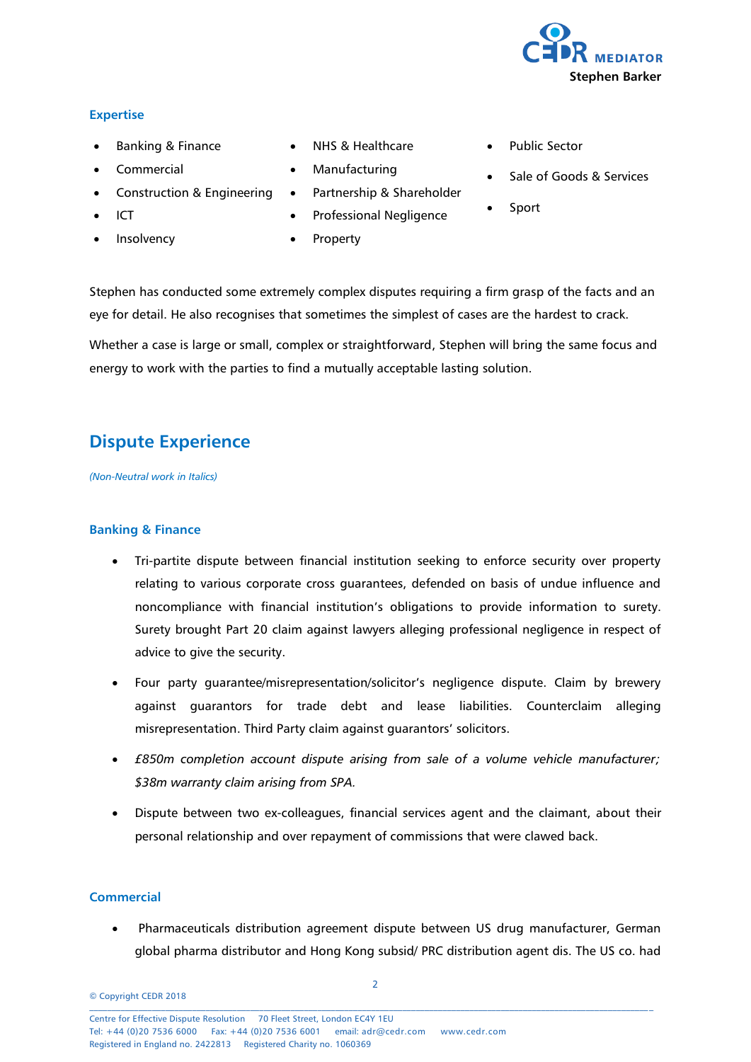### Expertise

- Banking & Finance
- Commercial
- Construction & Engineering
- ICT
- Insolvency
- NHS & Healthcare
- Manufacturing
- Partnership & Shareholder
- Professional Negligence
- Property
- Public Sector
- Sale of Goods & Services
- Sport

Stephen has conducted some extremely complex disputes requiring a firm grasp of the facts and an eye for detail. He also recognises that sometimes the simplest of cases are the hardest to crack.

Whether a case is large or small, complex or straightforward, Stephen will bring the same focus and energy to work with the parties to find a mutually acceptable lasting solution.

## Dispute Experience

*(Non-Neutral work in Italics)*

### Banking & Finance

- Tri-partite dispute between financial institution seeking to enforce security over property relating to various corporate cross guarantees, defended on basis of undue influence and noncompliance with financial institution's obligations to provide information to surety. Surety brought Part 20 claim against lawyers alleging professional negligence in respect of advice to give the security.
- Four party guarantee/misrepresentation/solicitor's negligence dispute. Claim by brewery against guarantors for trade debt and lease liabilities. Counterclaim alleging misrepresentation. Third Party claim against guarantors' solicitors.
- *£850m completion account dispute arising from sale of a volume vehicle manufacturer; $38m warranty claim arising from SPA.*
- Dispute between two ex-colleagues, financial services agent and the claimant, about their personal relationship and over repayment of commissions that were clawed back.

### Commercial

- Pharmaceuticals distribution agreement dispute between US drug manufacturer, German global pharma distributor and Hong Kong subsid/ PRC distribution agent dis. The US co. had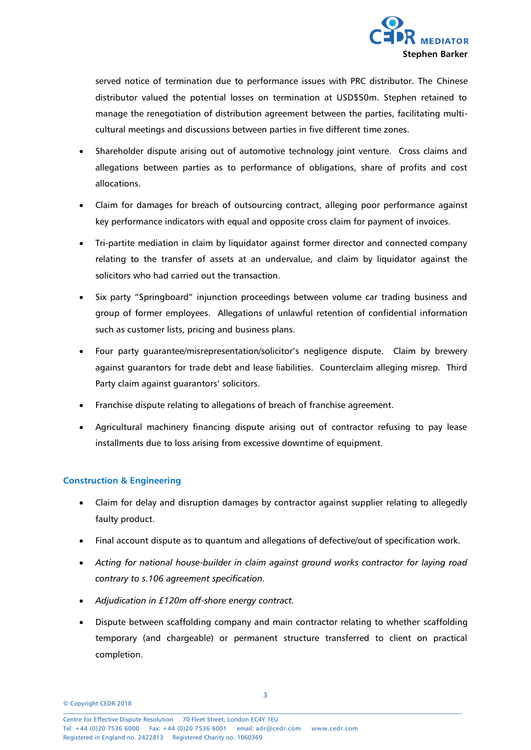served notice of termination due to performance issues with PRC distributor. The Chinese distributor valued the potential losses on termination at USD$50m. Stephen retained to manage the renegotiation of distribution agreement between the parties, facilitating multi-cultural meetings and discussions between parties in five different time zones.

- Shareholder dispute arising out of automotive technology joint venture. Cross claims and allegations between parties as to performance of obligations, share of profits and cost allocations.
- Claim for damages for breach of outsourcing contract, alleging poor performance against key performance indicators with equal and opposite cross claim for payment of invoices.
- Tri-partite mediation in claim by liquidator against former director and connected company relating to the transfer of assets at an undervalue, and claim by liquidator against the solicitors who had carried out the transaction.
- Six party "Springboard" injunction proceedings between volume car trading business and group of former employees. Allegations of unlawful retention of confidential information such as customer lists, pricing and business plans.
- Four party guarantee/misrepresentation/solicitor's negligence dispute. Claim by brewery against guarantors for trade debt and lease liabilities. Counterclaim alleging misrep. Third Party claim against guarantors' solicitors.
- Franchise dispute relating to allegations of breach of franchise agreement.
- Agricultural machinery financing dispute arising out of contractor refusing to pay lease installments due to loss arising from excessive downtime of equipment.

### Construction & Engineering

- Claim for delay and disruption damages by contractor against supplier relating to allegedly faulty product.
- Final account dispute as to quantum and allegations of defective/out of specification work.
- *Acting for national house-builder in claim against ground works contractor for laying road contrary to s.106 agreement specification.*
- *Adjudication in £120m off-shore energy contract.*
- Dispute between scaffolding company and main contractor relating to whether scaffolding temporary (and chargeable) or permanent structure transferred to client on practical completion.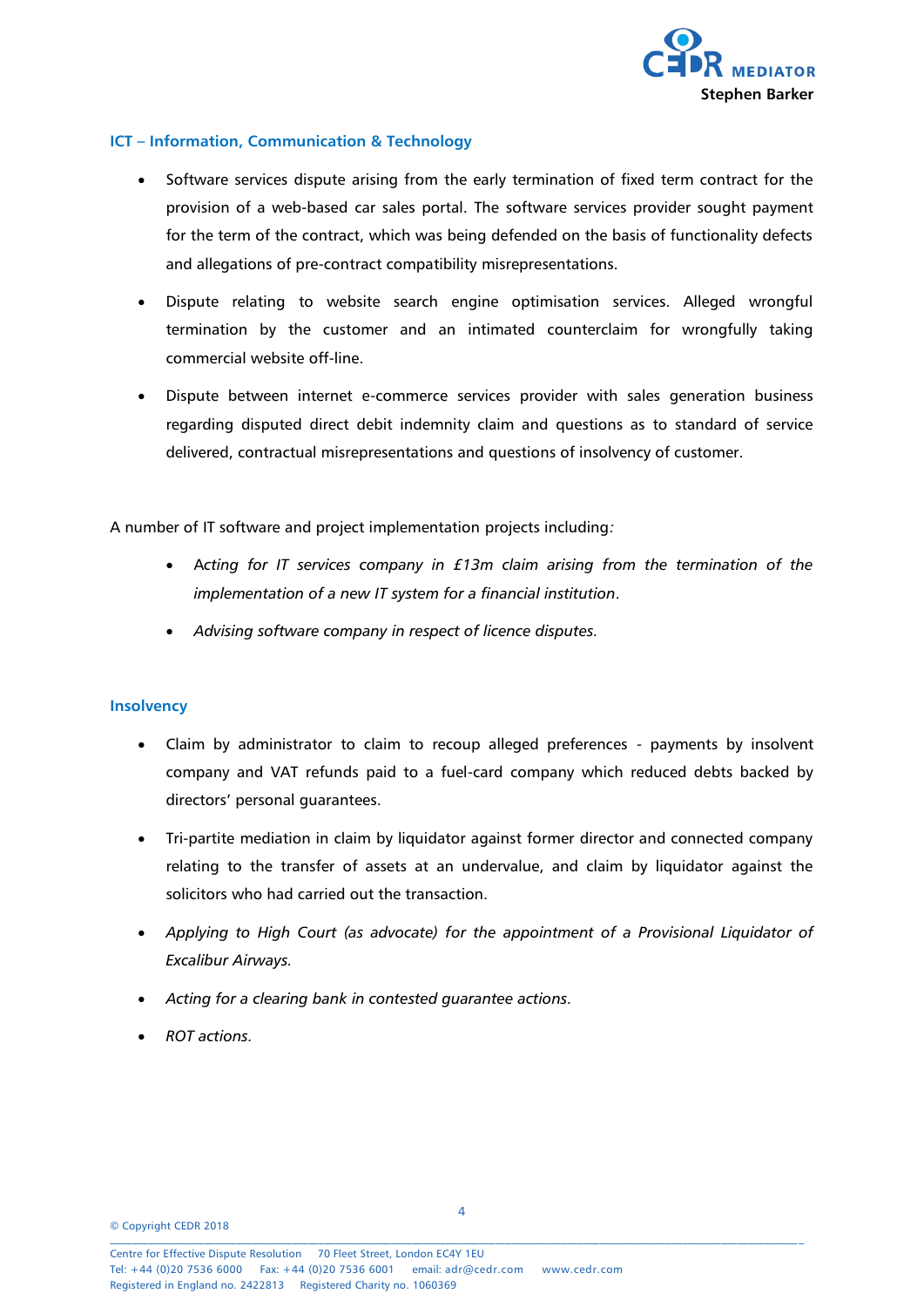## ICT – Information, Communication & Technology

- Software services dispute arising from the early termination of fixed term contract for the provision of a web-based car sales portal. The software services provider sought payment for the term of the contract, which was being defended on the basis of functionality defects and allegations of pre-contract compatibility misrepresentations.
- Dispute relating to website search engine optimisation services. Alleged wrongful termination by the customer and an intimated counterclaim for wrongfully taking commercial website off-line.
- Dispute between internet e-commerce services provider with sales generation business regarding disputed direct debit indemnity claim and questions as to standard of service delivered, contractual misrepresentations and questions of insolvency of customer.

A number of IT software and project implementation projects including*:*

- *Acting for IT services company in £13m claim arising from the termination of the implementation of a new IT system for a financial institution*.
- *Advising software company in respect of licence disputes.*

## Insolvency

- Claim by administrator to claim to recoup alleged preferences - payments by insolvent company and VAT refunds paid to a fuel-card company which reduced debts backed by directors' personal guarantees.
- Tri-partite mediation in claim by liquidator against former director and connected company relating to the transfer of assets at an undervalue, and claim by liquidator against the solicitors who had carried out the transaction.
- *Applying to High Court (as advocate) for the appointment of a Provisional Liquidator of Excalibur Airways.*
- *Acting for a clearing bank in contested guarantee actions.*
- *ROT actions.*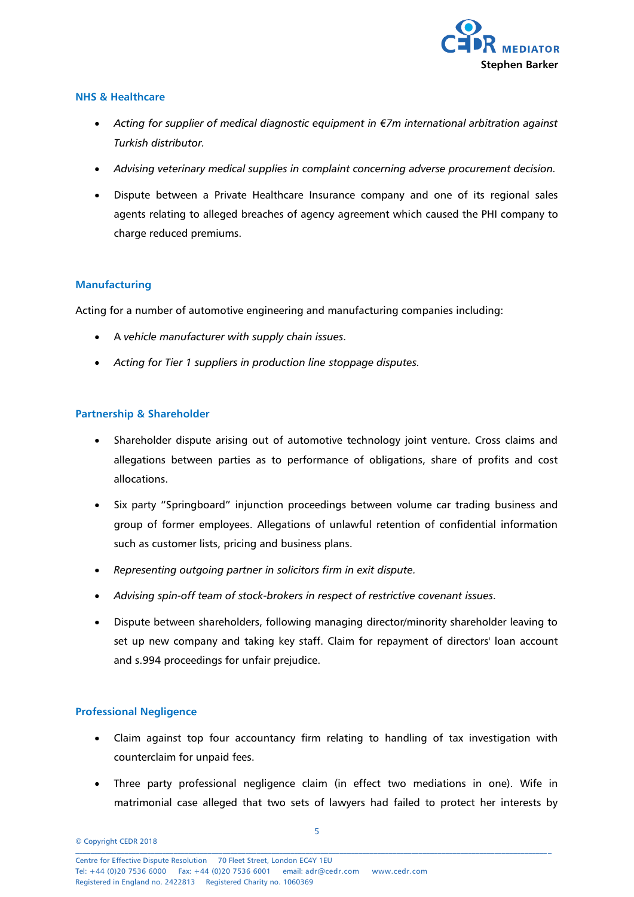## NHS & Healthcare

- *Acting for supplier of medical diagnostic equipment in €7m international arbitration against Turkish distributor.*
- *Advising veterinary medical supplies in complaint concerning adverse procurement decision.*
- Dispute between a Private Healthcare Insurance company and one of its regional sales agents relating to alleged breaches of agency agreement which caused the PHI company to charge reduced premiums.

## Manufacturing

Acting for a number of automotive engineering and manufacturing companies including:

- A *vehicle manufacturer with supply chain issues.*
- *Acting for Tier 1 suppliers in production line stoppage disputes.*

## Partnership & Shareholder

- Shareholder dispute arising out of automotive technology joint venture. Cross claims and allegations between parties as to performance of obligations, share of profits and cost allocations.
- Six party "Springboard" injunction proceedings between volume car trading business and group of former employees. Allegations of unlawful retention of confidential information such as customer lists, pricing and business plans.
- *Representing outgoing partner in solicitors firm in exit dispute.*
- *Advising spin-off team of stock-brokers in respect of restrictive covenant issues.*
- Dispute between shareholders, following managing director/minority shareholder leaving to set up new company and taking key staff. Claim for repayment of directors' loan account and s.994 proceedings for unfair prejudice.

## Professional Negligence

- Claim against top four accountancy firm relating to handling of tax investigation with counterclaim for unpaid fees.
- Three party professional negligence claim (in effect two mediations in one). Wife in matrimonial case alleged that two sets of lawyers had failed to protect her interests by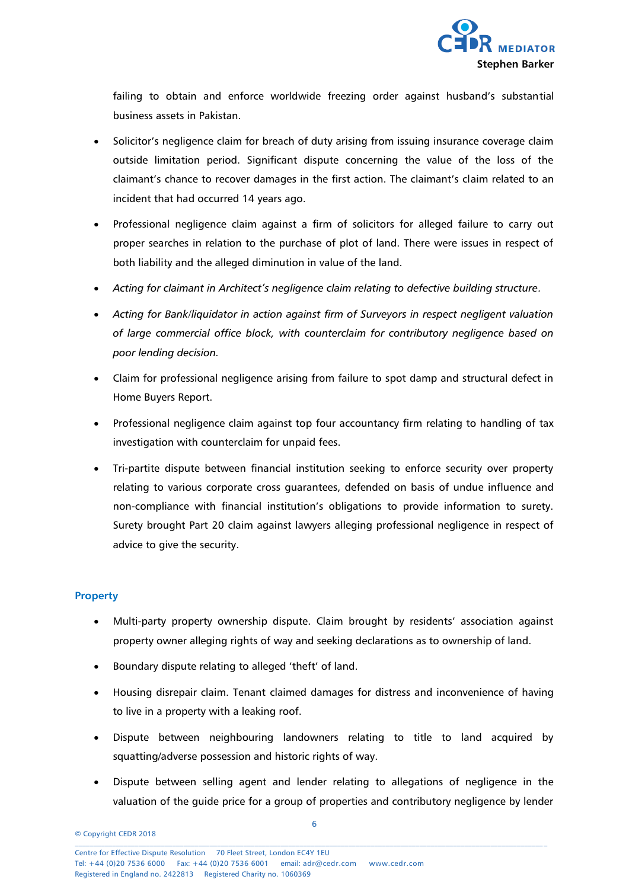failing to obtain and enforce worldwide freezing order against husband's substantial business assets in Pakistan.

- Solicitor's negligence claim for breach of duty arising from issuing insurance coverage claim outside limitation period. Significant dispute concerning the value of the loss of the claimant's chance to recover damages in the first action. The claimant's claim related to an incident that had occurred 14 years ago.
- Professional negligence claim against a firm of solicitors for alleged failure to carry out proper searches in relation to the purchase of plot of land. There were issues in respect of both liability and the alleged diminution in value of the land.
- *Acting for claimant in Architect's negligence claim relating to defective building structure*.
- *Acting for Bank/liquidator in action against firm of Surveyors in respect negligent valuation of large commercial office block, with counterclaim for contributory negligence based on poor lending decision.*
- Claim for professional negligence arising from failure to spot damp and structural defect in Home Buyers Report.
- Professional negligence claim against top four accountancy firm relating to handling of tax investigation with counterclaim for unpaid fees.
- Tri-partite dispute between financial institution seeking to enforce security over property relating to various corporate cross guarantees, defended on basis of undue influence and non-compliance with financial institution's obligations to provide information to surety. Surety brought Part 20 claim against lawyers alleging professional negligence in respect of advice to give the security.

## Property

- Multi-party property ownership dispute. Claim brought by residents' association against property owner alleging rights of way and seeking declarations as to ownership of land.
- Boundary dispute relating to alleged 'theft' of land.
- Housing disrepair claim. Tenant claimed damages for distress and inconvenience of having to live in a property with a leaking roof.
- Dispute between neighbouring landowners relating to title to land acquired by squatting/adverse possession and historic rights of way.
- Dispute between selling agent and lender relating to allegations of negligence in the valuation of the guide price for a group of properties and contributory negligence by lender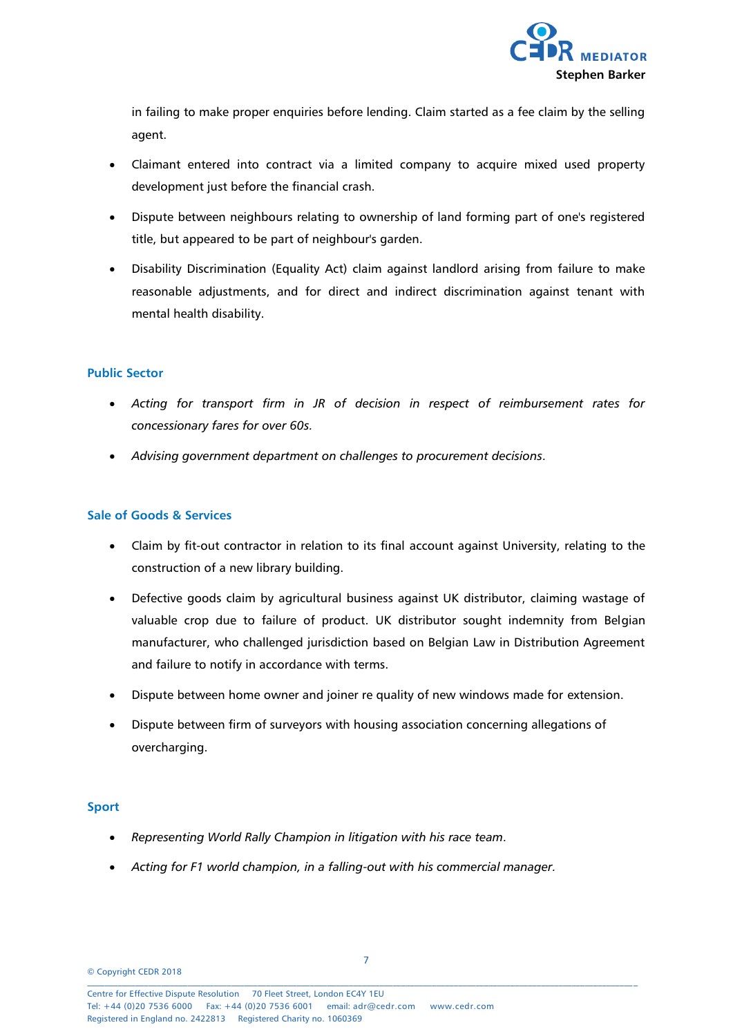in failing to make proper enquiries before lending. Claim started as a fee claim by the selling agent.

- Claimant entered into contract via a limited company to acquire mixed used property development just before the financial crash.
- Dispute between neighbours relating to ownership of land forming part of one's registered title, but appeared to be part of neighbour's garden.
- Disability Discrimination (Equality Act) claim against landlord arising from failure to make reasonable adjustments, and for direct and indirect discrimination against tenant with mental health disability.

### Public Sector

- *Acting for transport firm in JR of decision in respect of reimbursement rates for concessionary fares for over 60s.*
- *Advising government department on challenges to procurement decisions.*

### Sale of Goods & Services

- Claim by fit-out contractor in relation to its final account against University, relating to the construction of a new library building.
- Defective goods claim by agricultural business against UK distributor, claiming wastage of valuable crop due to failure of product. UK distributor sought indemnity from Belgian manufacturer, who challenged jurisdiction based on Belgian Law in Distribution Agreement and failure to notify in accordance with terms.
- Dispute between home owner and joiner re quality of new windows made for extension.
- Dispute between firm of surveyors with housing association concerning allegations of overcharging.

### Sport

- *Representing World Rally Champion in litigation with his race team.*
- *Acting for F1 world champion, in a falling-out with his commercial manager.*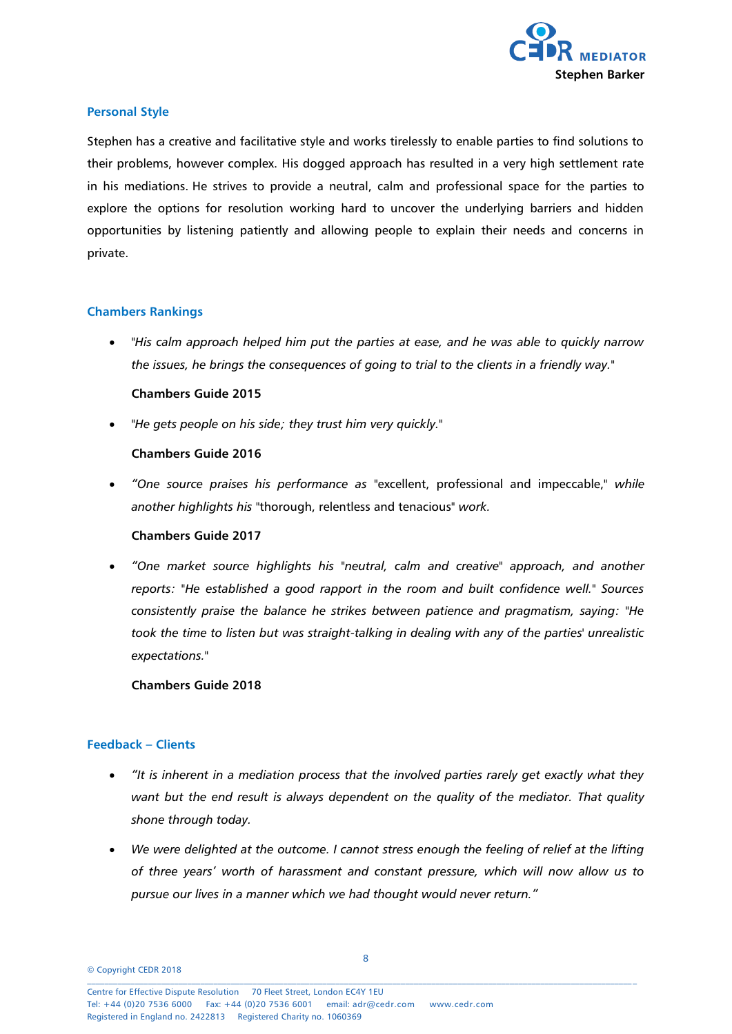## Personal Style

Stephen has a creative and facilitative style and works tirelessly to enable parties to find solutions to their problems, however complex. His dogged approach has resulted in a very high settlement rate in his mediations. He strives to provide a neutral, calm and professional space for the parties to explore the options for resolution working hard to uncover the underlying barriers and hidden opportunities by listening patiently and allowing people to explain their needs and concerns in private.

## Chambers Rankings

- "*His calm approach helped him put the parties at ease, and he was able to quickly narrow the issues, he brings the consequences of going to trial to the clients in a friendly way.*"

  **Chambers Guide 2015**

- "*He gets people on his side; they trust him very quickly.*"

  **Chambers Guide 2016**

- *"One source praises his performance as* "excellent, professional and impeccable," *while another highlights his* "thorough, relentless and tenacious" *work.*

  **Chambers Guide 2017**

- *"One market source highlights his "neutral, calm and creative" approach, and another reports: "He established a good rapport in the room and built confidence well." Sources consistently praise the balance he strikes between patience and pragmatism, saying: "He took the time to listen but was straight-talking in dealing with any of the parties' unrealistic expectations."*

  **Chambers Guide 2018**

## Feedback – Clients

- *"It is inherent in a mediation process that the involved parties rarely get exactly what they want but the end result is always dependent on the quality of the mediator. That quality shone through today.*
- *We were delighted at the outcome. I cannot stress enough the feeling of relief at the lifting of three years' worth of harassment and constant pressure, which will now allow us to pursue our lives in a manner which we had thought would never return."*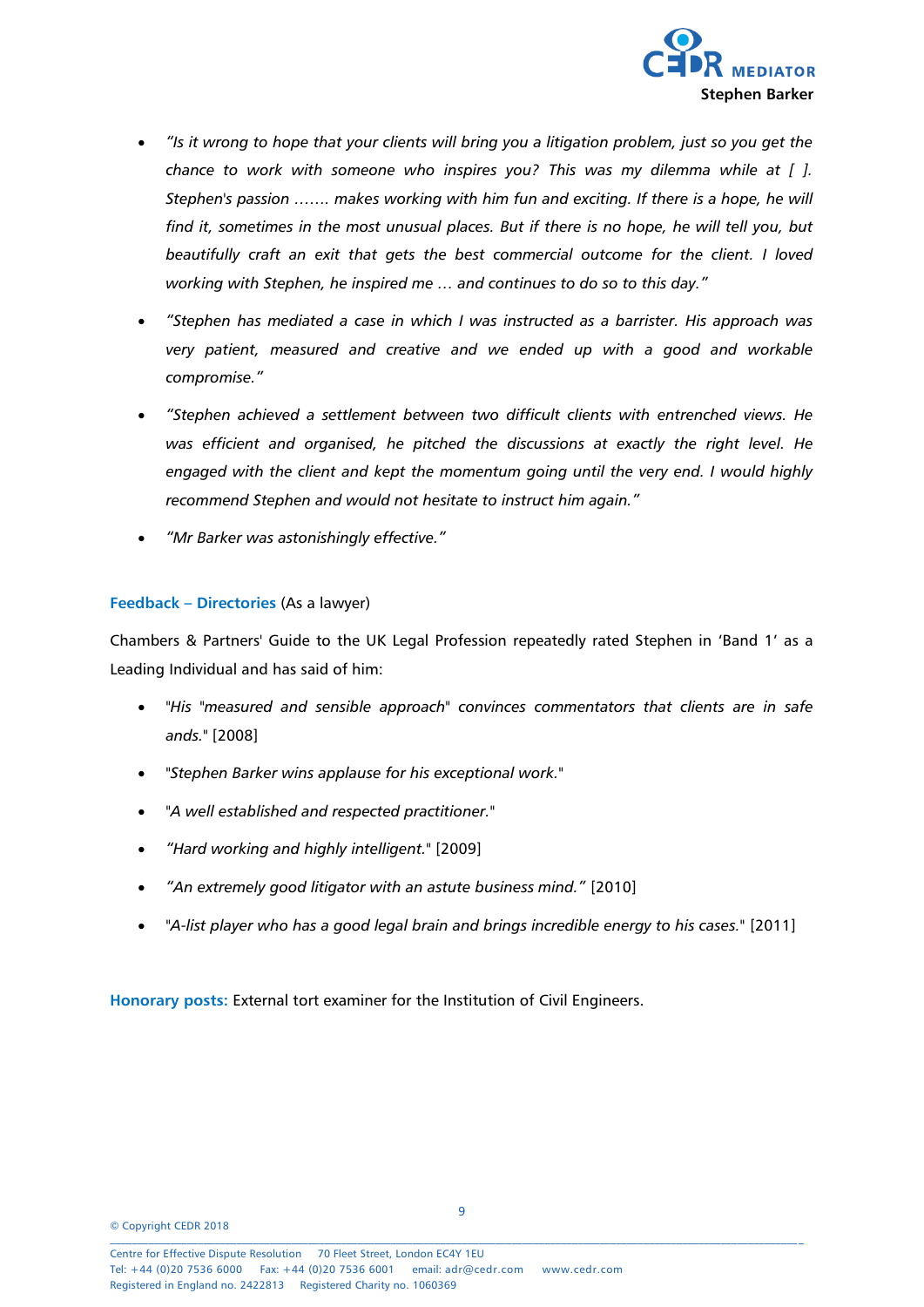- *"Is it wrong to hope that your clients will bring you a litigation problem, just so you get the chance to work with someone who inspires you? This was my dilemma while at [ ]. Stephen's passion ……. makes working with him fun and exciting. If there is a hope, he will find it, sometimes in the most unusual places. But if there is no hope, he will tell you, but beautifully craft an exit that gets the best commercial outcome for the client. I loved working with Stephen, he inspired me … and continues to do so to this day."*
- *"Stephen has mediated a case in which I was instructed as a barrister. His approach was very patient, measured and creative and we ended up with a good and workable compromise."*
- *"Stephen achieved a settlement between two difficult clients with entrenched views. He was efficient and organised, he pitched the discussions at exactly the right level. He engaged with the client and kept the momentum going until the very end. I would highly recommend Stephen and would not hesitate to instruct him again."*
- *"Mr Barker was astonishingly effective."*

**Feedback – Directories** (As a lawyer)

Chambers & Partners' Guide to the UK Legal Profession repeatedly rated Stephen in 'Band 1' as a Leading Individual and has said of him:

- "*His "measured and sensible approach" convinces commentators that clients are in safe ands.*" [2008]
- "*Stephen Barker wins applause for his exceptional work.*"
- "*A well established and respected practitioner.*"
- *"Hard working and highly intelligent.*" [2009]
- *"An extremely good litigator with an astute business mind."* [2010]
- "*A-list player who has a good legal brain and brings incredible energy to his cases.*" [2011]

**Honorary posts:** External tort examiner for the Institution of Civil Engineers.